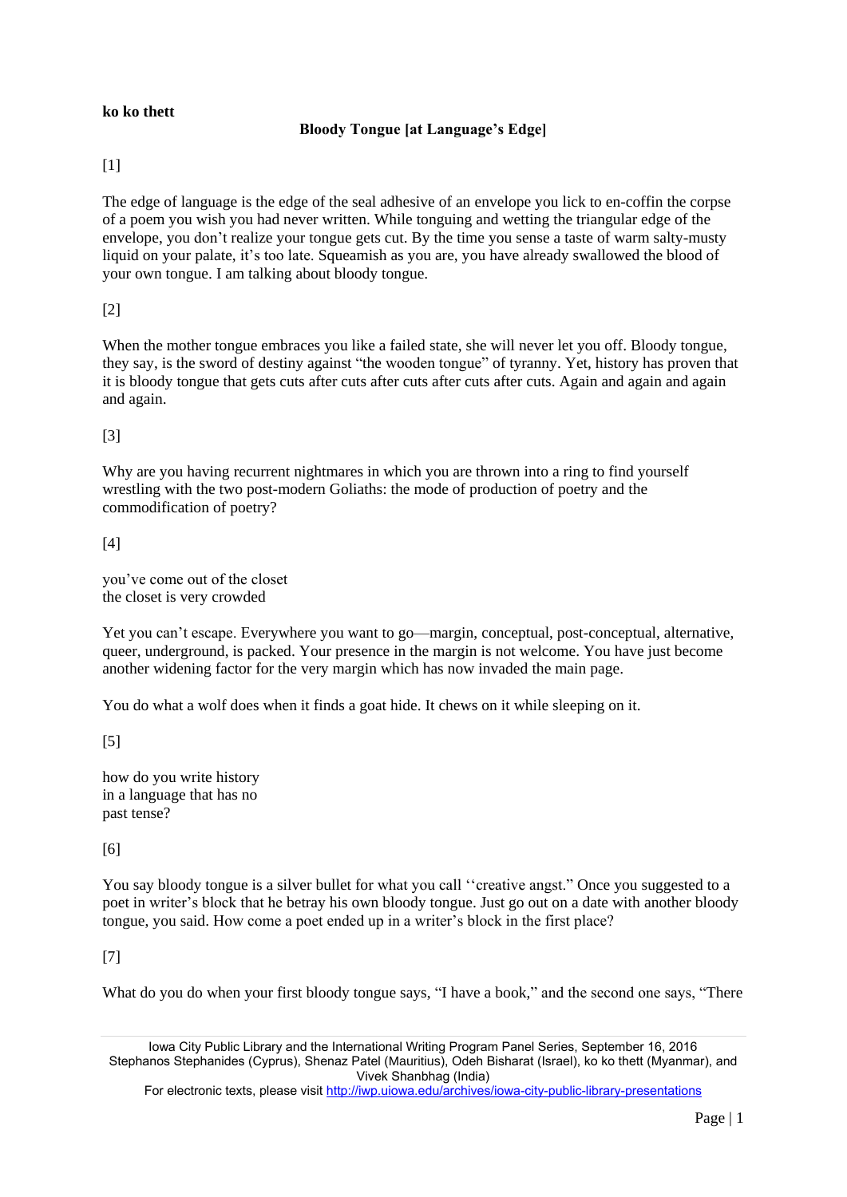**ko ko thett**

## Bloody Tongue [at Language's Edge]

[1]

The edge of language is the edge of the seal adhesive of an envelope you lick to en-coffin the corpse of a poem you wish you had never written. While tonguing and wetting the triangular edge of the envelope, you don't realize your tongue gets cut. By the time you sense a taste of warm salty-musty liquid on your palate, it's too late. Squeamish as you are, you have already swallowed the blood of your own tongue. I am talking about bloody tongue.

[2]

When the mother tongue embraces you like a failed state, she will never let you off. Bloody tongue, they say, is the sword of destiny against "the wooden tongue" of tyranny. Yet, history has proven that it is bloody tongue that gets cuts after cuts after cuts after cuts. Again and again and again and again.

[3]

Why are you having recurrent nightmares in which you are thrown into a ring to find yourself wrestling with the two post-modern Goliaths: the mode of production of poetry and the commodification of poetry?

[4]

you've come out of the closet
the closet is very crowded

Yet you can't escape. Everywhere you want to go—margin, conceptual, post-conceptual, alternative, queer, underground, is packed. Your presence in the margin is not welcome. You have just become another widening factor for the very margin which has now invaded the main page.

You do what a wolf does when it finds a goat hide. It chews on it while sleeping on it.

[5]

how do you write history
in a language that has no
past tense?

[6]

You say bloody tongue is a silver bullet for what you call ''creative angst." Once you suggested to a poet in writer's block that he betray his own bloody tongue. Just go out on a date with another bloody tongue, you said. How come a poet ended up in a writer's block in the first place?

[7]

What do you do when your first bloody tongue says, "I have a book," and the second one says, "There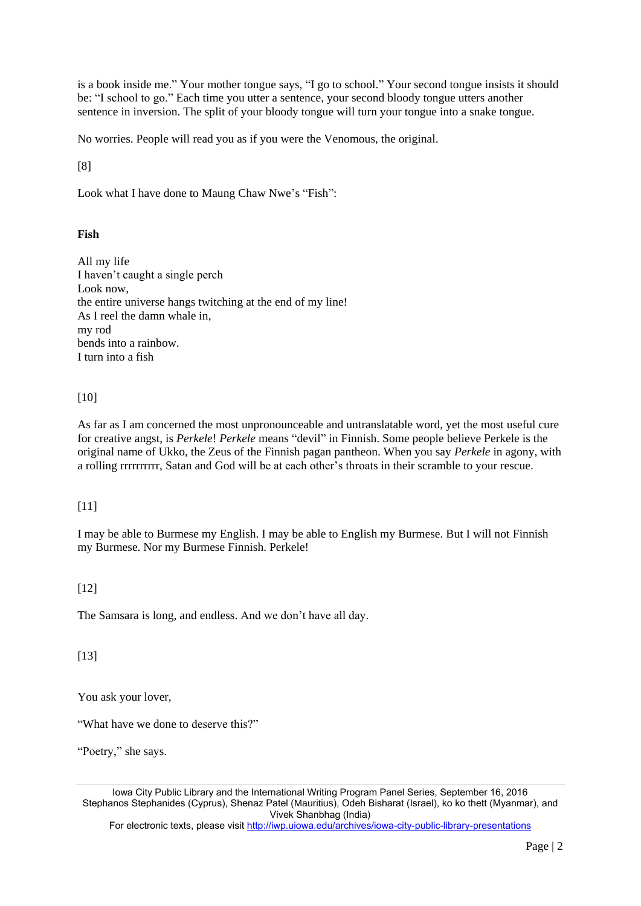is a book inside me." Your mother tongue says, "I go to school." Your second tongue insists it should be: "I school to go." Each time you utter a sentence, your second bloody tongue utters another sentence in inversion. The split of your bloody tongue will turn your tongue into a snake tongue.

No worries. People will read you as if you were the Venomous, the original.

[8]

Look what I have done to Maung Chaw Nwe's "Fish":

**Fish**

All my life  
I haven't caught a single perch  
Look now,  
the entire universe hangs twitching at the end of my line!  
As I reel the damn whale in,  
my rod  
bends into a rainbow.  
I turn into a fish

[10]

As far as I am concerned the most unpronounceable and untranslatable word, yet the most useful cure for creative angst, is *Perkele*! *Perkele* means "devil" in Finnish. Some people believe Perkele is the original name of Ukko, the Zeus of the Finnish pagan pantheon. When you say *Perkele* in agony, with a rolling rrrrrrrrr, Satan and God will be at each other's throats in their scramble to your rescue.

[11]

I may be able to Burmese my English. I may be able to English my Burmese. But I will not Finnish my Burmese. Nor my Burmese Finnish. Perkele!

[12]

The Samsara is long, and endless. And we don't have all day.

[13]

You ask your lover,

"What have we done to deserve this?"

"Poetry," she says.